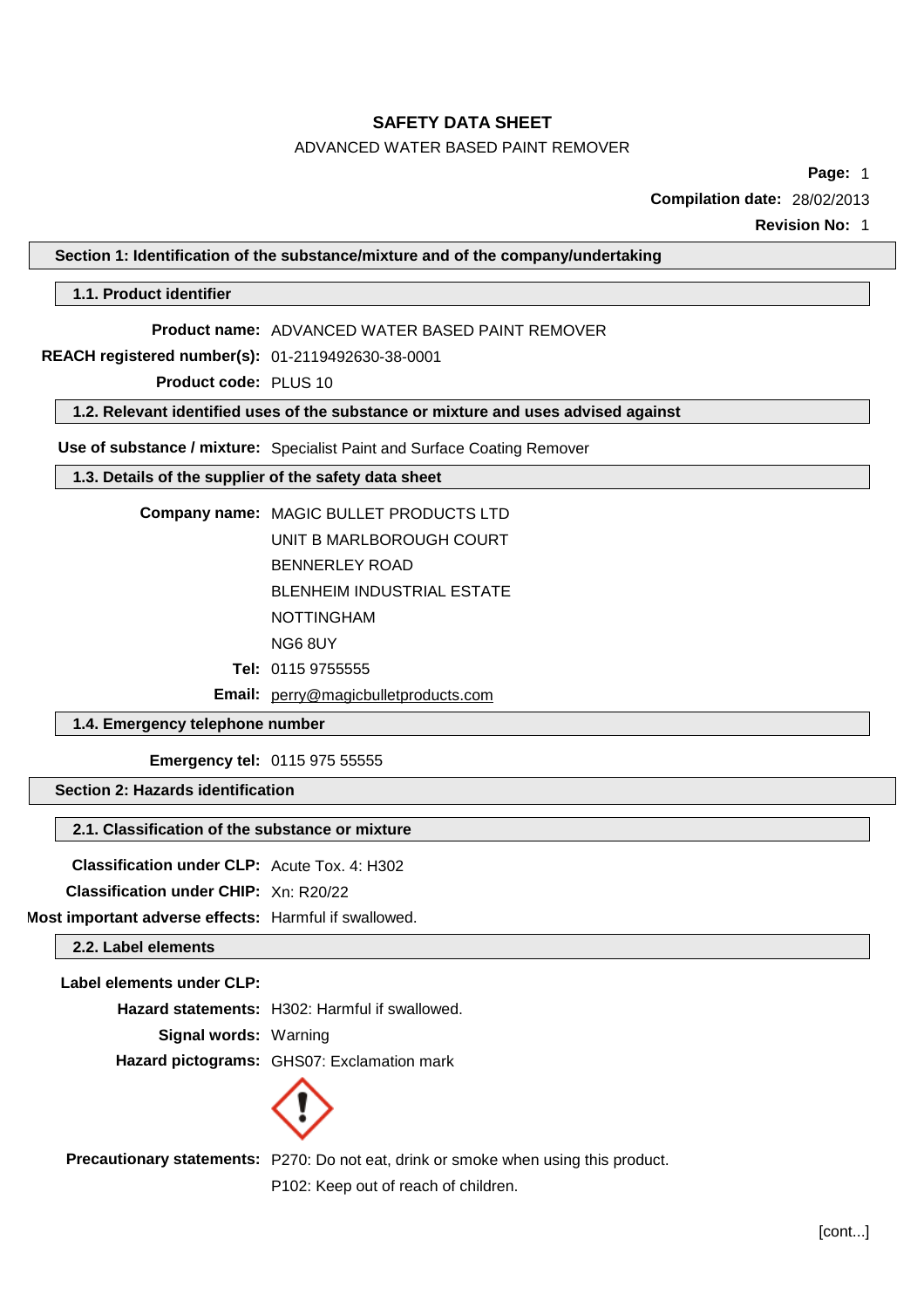# SAFETY DATA SHEET

ADVANCED WATER BASED PAINT REMOVER

**Compilation date:** 28/02/2013

**Revision No:** 1

## Section 1: Identification of the substance/mixture and of the company/undertaking

### 1.1. Product identifier

**Product name:** ADVANCED WATER BASED PAINT REMOVER

**REACH registered number(s):** 01-2119492630-38-0001

**Product code:** PLUS 10

### 1.2. Relevant identified uses of the substance or mixture and uses advised against

**Use of substance / mixture:** Specialist Paint and Surface Coating Remover

### 1.3. Details of the supplier of the safety data sheet

**Company name:** MAGIC BULLET PRODUCTS LTD

UNIT B MARLBOROUGH COURT

BENNERLEY ROAD

BLENHEIM INDUSTRIAL ESTATE

NOTTINGHAM

NG6 8UY

**Tel:** 0115 9755555

**Email:** perry@magicbulletproducts.com

### 1.4. Emergency telephone number

**Emergency tel:** 0115 975 55555

## Section 2: Hazards identification

### 2.1. Classification of the substance or mixture

**Classification under CLP:** Acute Tox. 4: H302

**Classification under CHIP:** Xn: R20/22

**Most important adverse effects:** Harmful if swallowed.

### 2.2. Label elements

**Label elements under CLP:**

**Hazard statements:** H302: Harmful if swallowed.

**Signal words:** Warning

**Hazard pictograms:** GHS07: Exclamation mark

**Precautionary statements:** P270: Do not eat, drink or smoke when using this product.

P102: Keep out of reach of children.

[cont...]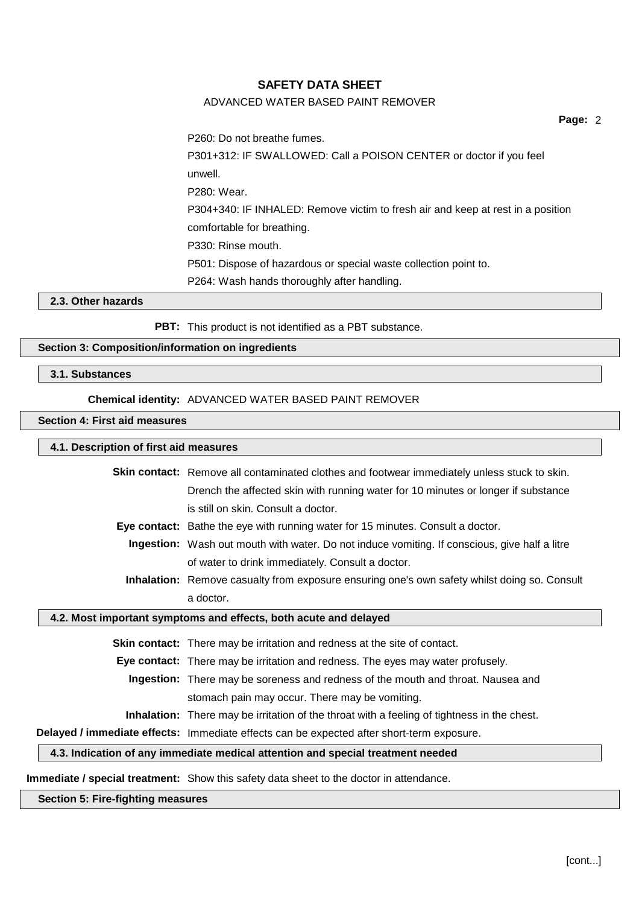P260: Do not breathe fumes.

P301+312: IF SWALLOWED: Call a POISON CENTER or doctor if you feel unwell.

P280: Wear.

P304+340: IF INHALED: Remove victim to fresh air and keep at rest in a position comfortable for breathing.

P330: Rinse mouth.

P501: Dispose of hazardous or special waste collection point to.

P264: Wash hands thoroughly after handling.

### 2.3. Other hazards

**PBT:** This product is not identified as a PBT substance.

## Section 3: Composition/information on ingredients

### 3.1. Substances

**Chemical identity:** ADVANCED WATER BASED PAINT REMOVER

## Section 4: First aid measures

### 4.1. Description of first aid measures

**Skin contact:** Remove all contaminated clothes and footwear immediately unless stuck to skin. Drench the affected skin with running water for 10 minutes or longer if substance is still on skin. Consult a doctor.

**Eye contact:** Bathe the eye with running water for 15 minutes. Consult a doctor.

**Ingestion:** Wash out mouth with water. Do not induce vomiting. If conscious, give half a litre of water to drink immediately. Consult a doctor.

**Inhalation:** Remove casualty from exposure ensuring one's own safety whilst doing so. Consult a doctor.

### 4.2. Most important symptoms and effects, both acute and delayed

**Skin contact:** There may be irritation and redness at the site of contact.

**Eye contact:** There may be irritation and redness. The eyes may water profusely.

**Ingestion:** There may be soreness and redness of the mouth and throat. Nausea and stomach pain may occur. There may be vomiting.

**Inhalation:** There may be irritation of the throat with a feeling of tightness in the chest.

**Delayed / immediate effects:** Immediate effects can be expected after short-term exposure.

### 4.3. Indication of any immediate medical attention and special treatment needed

**Immediate / special treatment:** Show this safety data sheet to the doctor in attendance.

## Section 5: Fire-fighting measures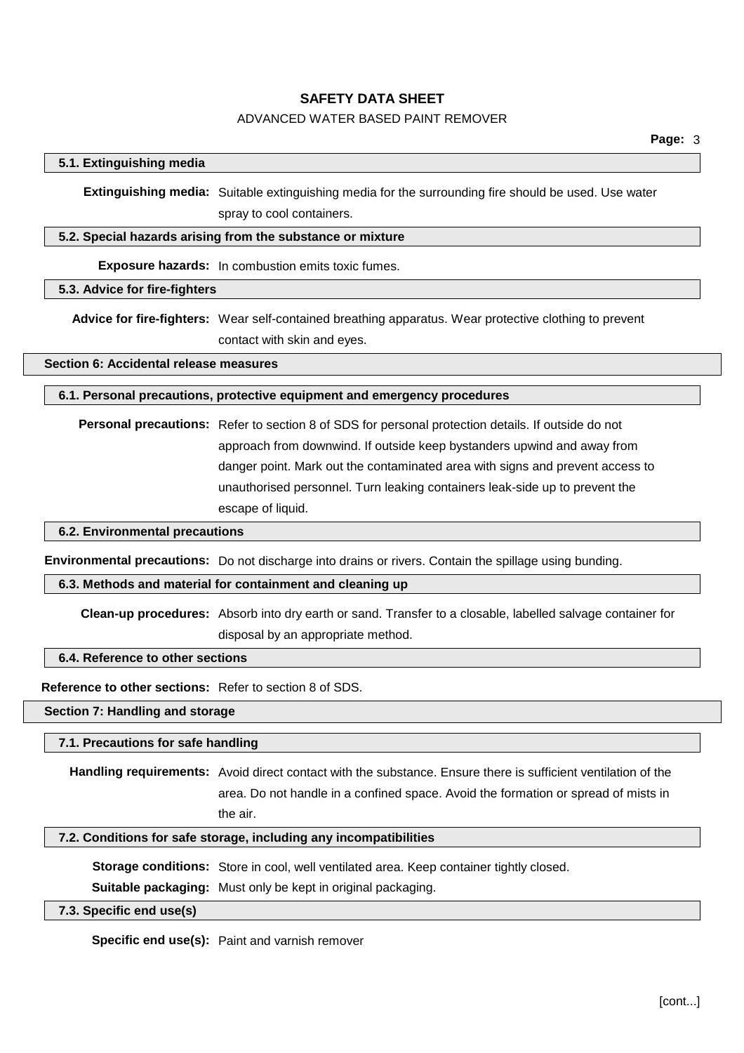### 5.1. Extinguishing media

**Extinguishing media:** Suitable extinguishing media for the surrounding fire should be used. Use water spray to cool containers.

### 5.2. Special hazards arising from the substance or mixture

**Exposure hazards:** In combustion emits toxic fumes.

### 5.3. Advice for fire-fighters

**Advice for fire-fighters:** Wear self-contained breathing apparatus. Wear protective clothing to prevent contact with skin and eyes.

## Section 6: Accidental release measures

### 6.1. Personal precautions, protective equipment and emergency procedures

**Personal precautions:** Refer to section 8 of SDS for personal protection details. If outside do not approach from downwind. If outside keep bystanders upwind and away from danger point. Mark out the contaminated area with signs and prevent access to unauthorised personnel. Turn leaking containers leak-side up to prevent the escape of liquid.

### 6.2. Environmental precautions

**Environmental precautions:** Do not discharge into drains or rivers. Contain the spillage using bunding.

### 6.3. Methods and material for containment and cleaning up

**Clean-up procedures:** Absorb into dry earth or sand. Transfer to a closable, labelled salvage container for disposal by an appropriate method.

### 6.4. Reference to other sections

**Reference to other sections:** Refer to section 8 of SDS.

## Section 7: Handling and storage

### 7.1. Precautions for safe handling

**Handling requirements:** Avoid direct contact with the substance. Ensure there is sufficient ventilation of the area. Do not handle in a confined space. Avoid the formation or spread of mists in the air.

### 7.2. Conditions for safe storage, including any incompatibilities

**Storage conditions:** Store in cool, well ventilated area. Keep container tightly closed.

**Suitable packaging:** Must only be kept in original packaging.

### 7.3. Specific end use(s)

**Specific end use(s):** Paint and varnish remover

[cont...]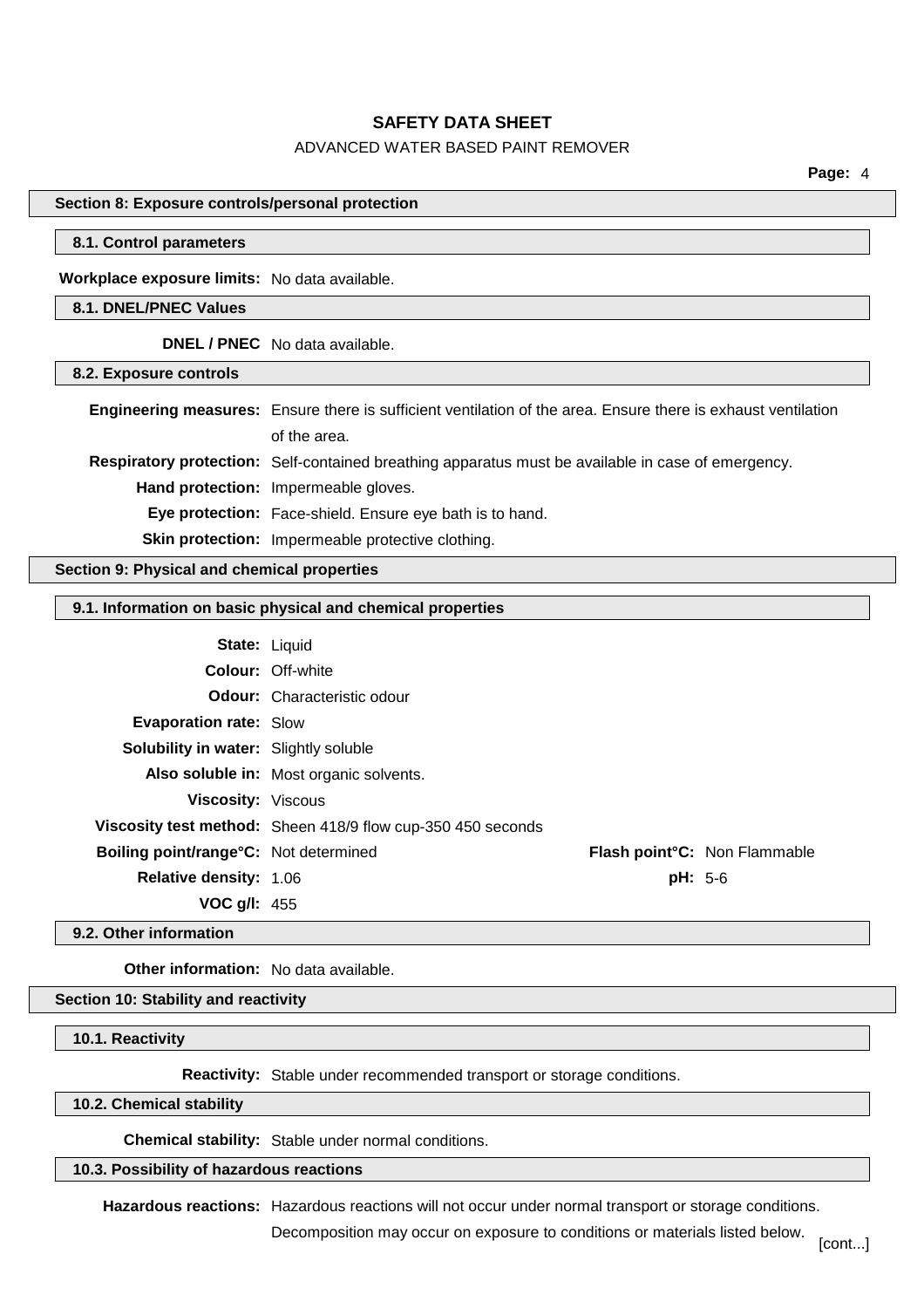## Section 8: Exposure controls/personal protection

### 8.1. Control parameters

**Workplace exposure limits:** No data available.

### 8.1. DNEL/PNEC Values

**DNEL / PNEC** No data available.

### 8.2. Exposure controls

**Engineering measures:** Ensure there is sufficient ventilation of the area. Ensure there is exhaust ventilation of the area.

**Respiratory protection:** Self-contained breathing apparatus must be available in case of emergency.

**Hand protection:** Impermeable gloves.

**Eye protection:** Face-shield. Ensure eye bath is to hand.

**Skin protection:** Impermeable protective clothing.

## Section 9: Physical and chemical properties

### 9.1. Information on basic physical and chemical properties

**State:** Liquid

**Colour:** Off-white

**Odour:** Characteristic odour

**Evaporation rate:** Slow

**Solubility in water:** Slightly soluble

**Also soluble in:** Most organic solvents.

**Viscosity:** Viscous

**Viscosity test method:** Sheen 418/9 flow cup-350 450 seconds

**Boiling point/range°C:** Not determined

**Flash point°C:** Non Flammable

**Relative density:** 1.06

**pH:** 5-6

**VOC g/l:** 455

### 9.2. Other information

**Other information:** No data available.

## Section 10: Stability and reactivity

### 10.1. Reactivity

**Reactivity:** Stable under recommended transport or storage conditions.

### 10.2. Chemical stability

**Chemical stability:** Stable under normal conditions.

### 10.3. Possibility of hazardous reactions

**Hazardous reactions:** Hazardous reactions will not occur under normal transport or storage conditions. Decomposition may occur on exposure to conditions or materials listed below.

[cont...]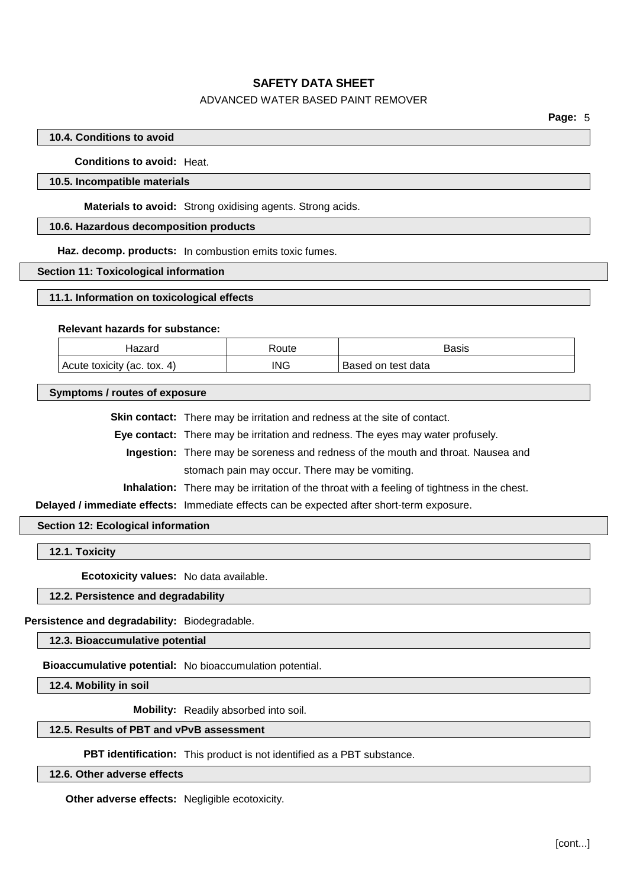### 10.4. Conditions to avoid

**Conditions to avoid:** Heat.

### 10.5. Incompatible materials

**Materials to avoid:** Strong oxidising agents. Strong acids.

### 10.6. Hazardous decomposition products

**Haz. decomp. products:** In combustion emits toxic fumes.

## Section 11: Toxicological information

### 11.1. Information on toxicological effects

**Relevant hazards for substance:**

| Hazard | Route | Basis |
|---|---|---|
| Acute toxicity (ac. tox. 4) | ING | Based on test data |

### Symptoms / routes of exposure

**Skin contact:** There may be irritation and redness at the site of contact.

**Eye contact:** There may be irritation and redness. The eyes may water profusely.

**Ingestion:** There may be soreness and redness of the mouth and throat. Nausea and stomach pain may occur. There may be vomiting.

**Inhalation:** There may be irritation of the throat with a feeling of tightness in the chest.

**Delayed / immediate effects:** Immediate effects can be expected after short-term exposure.

## Section 12: Ecological information

### 12.1. Toxicity

**Ecotoxicity values:** No data available.

### 12.2. Persistence and degradability

**Persistence and degradability:** Biodegradable.

### 12.3. Bioaccumulative potential

**Bioaccumulative potential:** No bioaccumulation potential.

### 12.4. Mobility in soil

**Mobility:** Readily absorbed into soil.

### 12.5. Results of PBT and vPvB assessment

**PBT identification:** This product is not identified as a PBT substance.

### 12.6. Other adverse effects

**Other adverse effects:** Negligible ecotoxicity.

[cont...]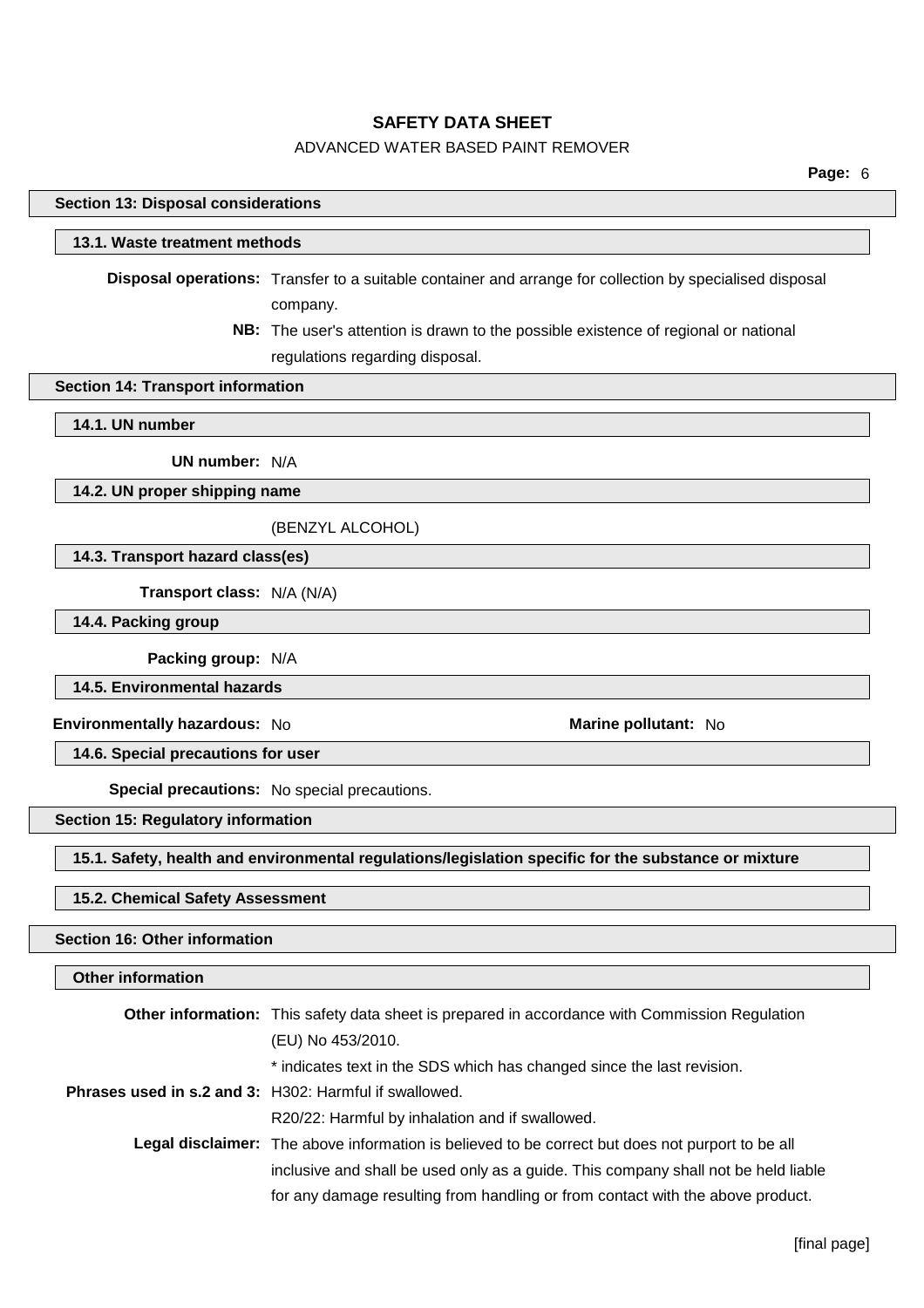## Section 13: Disposal considerations

### 13.1. Waste treatment methods

**Disposal operations:** Transfer to a suitable container and arrange for collection by specialised disposal company.

**NB:** The user's attention is drawn to the possible existence of regional or national regulations regarding disposal.

## Section 14: Transport information

### 14.1. UN number

**UN number:** N/A

### 14.2. UN proper shipping name

(BENZYL ALCOHOL)

### 14.3. Transport hazard class(es)

**Transport class:** N/A (N/A)

### 14.4. Packing group

**Packing group:** N/A

### 14.5. Environmental hazards

**Environmentally hazardous:** No

**Marine pollutant:** No

### 14.6. Special precautions for user

**Special precautions:** No special precautions.

## Section 15: Regulatory information

### 15.1. Safety, health and environmental regulations/legislation specific for the substance or mixture

### 15.2. Chemical Safety Assessment

## Section 16: Other information

### Other information

**Other information:** This safety data sheet is prepared in accordance with Commission Regulation (EU) No 453/2010.

* indicates text in the SDS which has changed since the last revision.

**Phrases used in s.2 and 3:** H302: Harmful if swallowed.

R20/22: Harmful by inhalation and if swallowed.

**Legal disclaimer:** The above information is believed to be correct but does not purport to be all inclusive and shall be used only as a guide. This company shall not be held liable for any damage resulting from handling or from contact with the above product.

[final page]